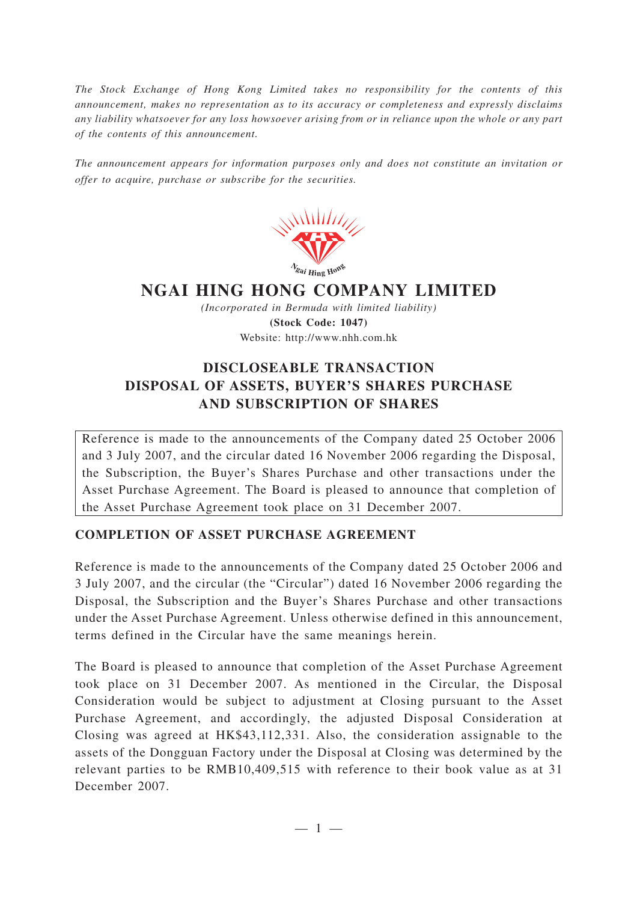*The Stock Exchange of Hong Kong Limited takes no responsibility for the contents of this announcement, makes no representation as to its accuracy or completeness and expressly disclaims any liability whatsoever for any loss howsoever arising from or in reliance upon the whole or any part of the contents of this announcement.*

*The announcement appears for information purposes only and does not constitute an invitation or offer to acquire, purchase or subscribe for the securities.*

Ngai Hing Hong

# NGAI HING HONG COMPANY LIMITED

*(Incorporated in Bermuda with limited liability)*

**(Stock Code: 1047)**

Website: http://www.nhh.com.hk

## DISCLOSEABLE TRANSACTION DISPOSAL OF ASSETS, BUYER'S SHARES PURCHASE AND SUBSCRIPTION OF SHARES

Reference is made to the announcements of the Company dated 25 October 2006 and 3 July 2007, and the circular dated 16 November 2006 regarding the Disposal, the Subscription, the Buyer's Shares Purchase and other transactions under the Asset Purchase Agreement. The Board is pleased to announce that completion of the Asset Purchase Agreement took place on 31 December 2007.

### COMPLETION OF ASSET PURCHASE AGREEMENT

Reference is made to the announcements of the Company dated 25 October 2006 and 3 July 2007, and the circular (the "Circular") dated 16 November 2006 regarding the Disposal, the Subscription and the Buyer's Shares Purchase and other transactions under the Asset Purchase Agreement. Unless otherwise defined in this announcement, terms defined in the Circular have the same meanings herein.

The Board is pleased to announce that completion of the Asset Purchase Agreement took place on 31 December 2007. As mentioned in the Circular, the Disposal Consideration would be subject to adjustment at Closing pursuant to the Asset Purchase Agreement, and accordingly, the adjusted Disposal Consideration at Closing was agreed at HK$43,112,331. Also, the consideration assignable to the assets of the Dongguan Factory under the Disposal at Closing was determined by the relevant parties to be RMB10,409,515 with reference to their book value as at 31 December 2007.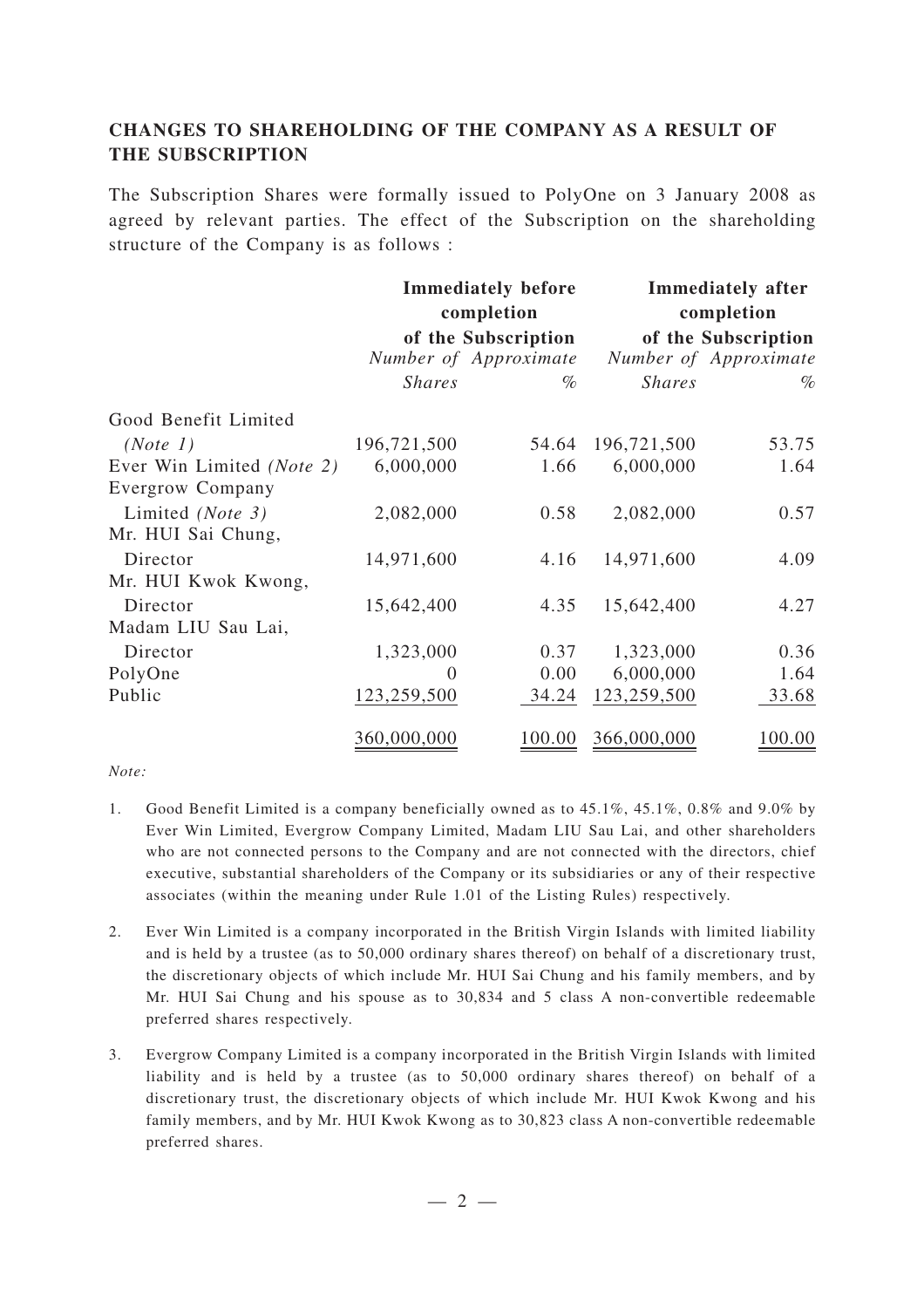## CHANGES TO SHAREHOLDING OF THE COMPANY AS A RESULT OF THE SUBSCRIPTION

The Subscription Shares were formally issued to PolyOne on 3 January 2008 as agreed by relevant parties. The effect of the Subscription on the shareholding structure of the Company is as follows :

| | Immediately before completion of the Subscription | | Immediately after completion of the Subscription | |
|---|---|---|---|---|
| | *Number of Shares* | *Approximate %* | *Number of Shares* | *Approximate %* |
| Good Benefit Limited *(Note 1)* | 196,721,500 | 54.64 | 196,721,500 | 53.75 |
| Ever Win Limited *(Note 2)* | 6,000,000 | 1.66 | 6,000,000 | 1.64 |
| Evergrow Company Limited *(Note 3)* | 2,082,000 | 0.58 | 2,082,000 | 0.57 |
| Mr. HUI Sai Chung, Director | 14,971,600 | 4.16 | 14,971,600 | 4.09 |
| Mr. HUI Kwok Kwong, Director | 15,642,400 | 4.35 | 15,642,400 | 4.27 |
| Madam LIU Sau Lai, Director | 1,323,000 | 0.37 | 1,323,000 | 0.36 |
| PolyOne | 0 | 0.00 | 6,000,000 | 1.64 |
| Public | 123,259,500 | 34.24 | 123,259,500 | 33.68 |
| | 360,000,000 | 100.00 | 366,000,000 | 100.00 |

*Note:*

1. Good Benefit Limited is a company beneficially owned as to 45.1%, 45.1%, 0.8% and 9.0% by Ever Win Limited, Evergrow Company Limited, Madam LIU Sau Lai, and other shareholders who are not connected persons to the Company and are not connected with the directors, chief executive, substantial shareholders of the Company or its subsidiaries or any of their respective associates (within the meaning under Rule 1.01 of the Listing Rules) respectively.

2. Ever Win Limited is a company incorporated in the British Virgin Islands with limited liability and is held by a trustee (as to 50,000 ordinary shares thereof) on behalf of a discretionary trust, the discretionary objects of which include Mr. HUI Sai Chung and his family members, and by Mr. HUI Sai Chung and his spouse as to 30,834 and 5 class A non-convertible redeemable preferred shares respectively.

3. Evergrow Company Limited is a company incorporated in the British Virgin Islands with limited liability and is held by a trustee (as to 50,000 ordinary shares thereof) on behalf of a discretionary trust, the discretionary objects of which include Mr. HUI Kwok Kwong and his family members, and by Mr. HUI Kwok Kwong as to 30,823 class A non-convertible redeemable preferred shares.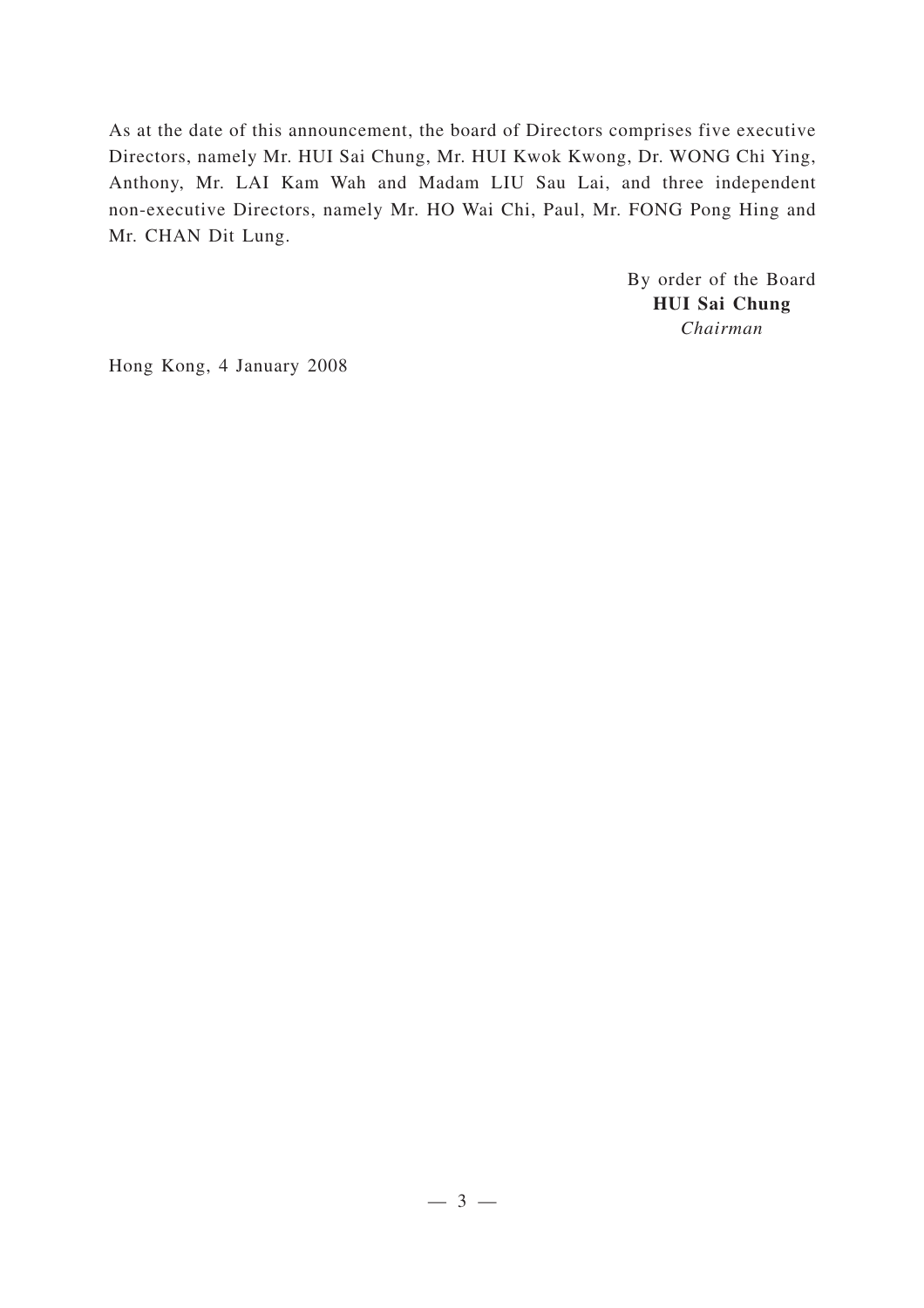As at the date of this announcement, the board of Directors comprises five executive Directors, namely Mr. HUI Sai Chung, Mr. HUI Kwok Kwong, Dr. WONG Chi Ying, Anthony, Mr. LAI Kam Wah and Madam LIU Sau Lai, and three independent non-executive Directors, namely Mr. HO Wai Chi, Paul, Mr. FONG Pong Hing and Mr. CHAN Dit Lung.

By order of the Board
**HUI Sai Chung**
*Chairman*

Hong Kong, 4 January 2008